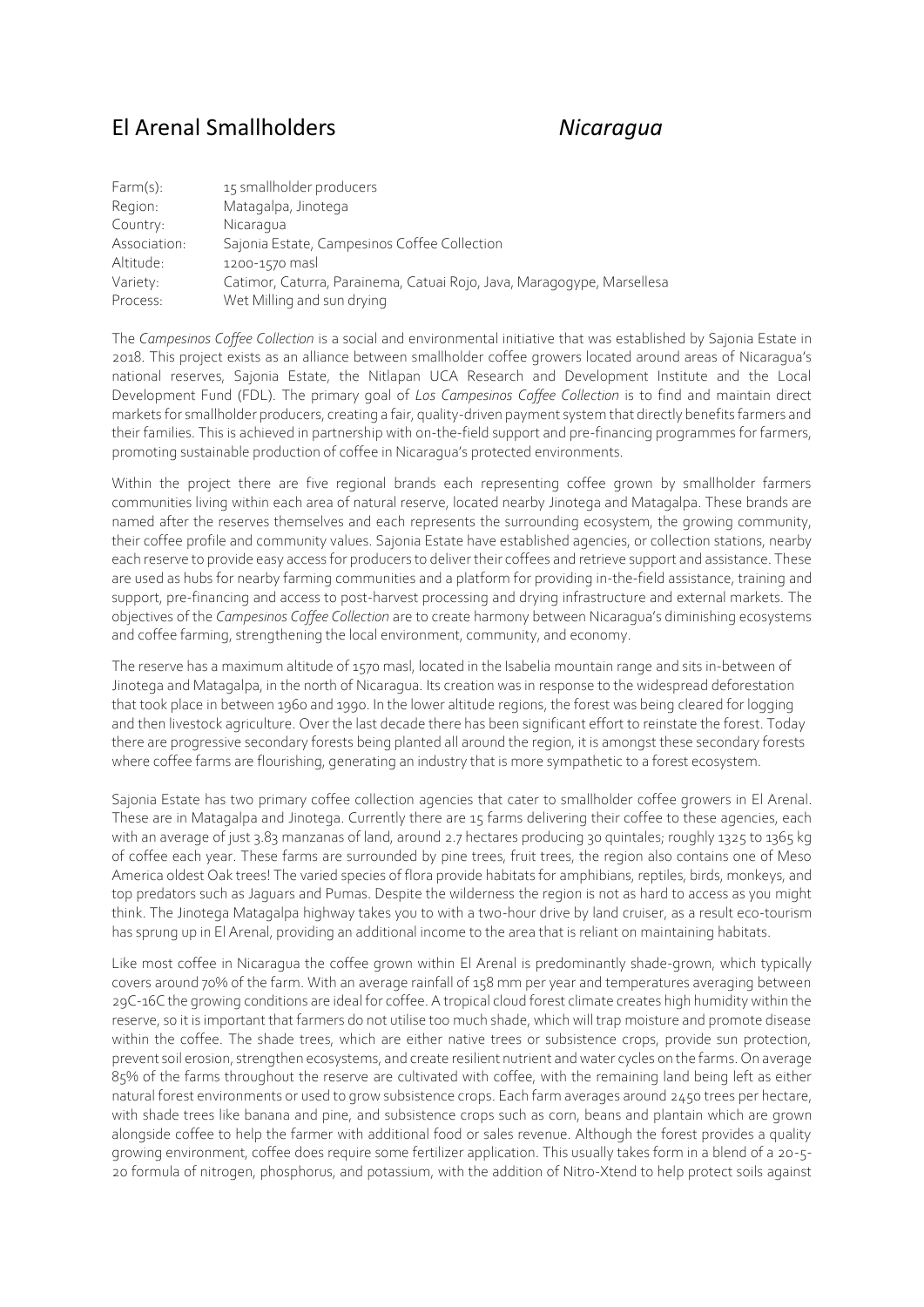# El Arenal Smallholders *Nicaragua*

| | |
|---|---|
| Farm(s): | 15 smallholder producers |
| Region: | Matagalpa, Jinotega |
| Country: | Nicaragua |
| Association: | Sajonia Estate, Campesinos Coffee Collection |
| Altitude: | 1200-1570 masl |
| Variety: | Catimor, Caturra, Parainema, Catuai Rojo, Java, Maragogype, Marsellesa |
| Process: | Wet Milling and sun drying |

The *Campesinos Coffee Collection* is a social and environmental initiative that was established by Sajonia Estate in 2018. This project exists as an alliance between smallholder coffee growers located around areas of Nicaragua's national reserves, Sajonia Estate, the Nitlapan UCA Research and Development Institute and the Local Development Fund (FDL). The primary goal of *Los Campesinos Coffee Collection* is to find and maintain direct markets for smallholder producers, creating a fair, quality-driven payment system that directly benefits farmers and their families. This is achieved in partnership with on-the-field support and pre-financing programmes for farmers, promoting sustainable production of coffee in Nicaragua's protected environments.

Within the project there are five regional brands each representing coffee grown by smallholder farmers communities living within each area of natural reserve, located nearby Jinotega and Matagalpa. These brands are named after the reserves themselves and each represents the surrounding ecosystem, the growing community, their coffee profile and community values. Sajonia Estate have established agencies, or collection stations, nearby each reserve to provide easy access for producers to deliver their coffees and retrieve support and assistance. These are used as hubs for nearby farming communities and a platform for providing in-the-field assistance, training and support, pre-financing and access to post-harvest processing and drying infrastructure and external markets. The objectives of the *Campesinos Coffee Collection* are to create harmony between Nicaragua's diminishing ecosystems and coffee farming, strengthening the local environment, community, and economy.

The reserve has a maximum altitude of 1570 masl, located in the Isabelia mountain range and sits in-between of Jinotega and Matagalpa, in the north of Nicaragua. Its creation was in response to the widespread deforestation that took place in between 1960 and 1990. In the lower altitude regions, the forest was being cleared for logging and then livestock agriculture. Over the last decade there has been significant effort to reinstate the forest. Today there are progressive secondary forests being planted all around the region, it is amongst these secondary forests where coffee farms are flourishing, generating an industry that is more sympathetic to a forest ecosystem.

Sajonia Estate has two primary coffee collection agencies that cater to smallholder coffee growers in El Arenal. These are in Matagalpa and Jinotega. Currently there are 15 farms delivering their coffee to these agencies, each with an average of just 3.83 manzanas of land, around 2.7 hectares producing 30 quintales; roughly 1325 to 1365 kg of coffee each year. These farms are surrounded by pine trees, fruit trees, the region also contains one of Meso America oldest Oak trees! The varied species of flora provide habitats for amphibians, reptiles, birds, monkeys, and top predators such as Jaguars and Pumas. Despite the wilderness the region is not as hard to access as you might think. The Jinotega Matagalpa highway takes you to with a two-hour drive by land cruiser, as a result eco-tourism has sprung up in El Arenal, providing an additional income to the area that is reliant on maintaining habitats.

Like most coffee in Nicaragua the coffee grown within El Arenal is predominantly shade-grown, which typically covers around 70% of the farm. With an average rainfall of 158 mm per year and temperatures averaging between 29C-16C the growing conditions are ideal for coffee. A tropical cloud forest climate creates high humidity within the reserve, so it is important that farmers do not utilise too much shade, which will trap moisture and promote disease within the coffee. The shade trees, which are either native trees or subsistence crops, provide sun protection, prevent soil erosion, strengthen ecosystems, and create resilient nutrient and water cycles on the farms. On average 85% of the farms throughout the reserve are cultivated with coffee, with the remaining land being left as either natural forest environments or used to grow subsistence crops. Each farm averages around 2450 trees per hectare, with shade trees like banana and pine, and subsistence crops such as corn, beans and plantain which are grown alongside coffee to help the farmer with additional food or sales revenue. Although the forest provides a quality growing environment, coffee does require some fertilizer application. This usually takes form in a blend of a 20-5-20 formula of nitrogen, phosphorus, and potassium, with the addition of Nitro-Xtend to help protect soils against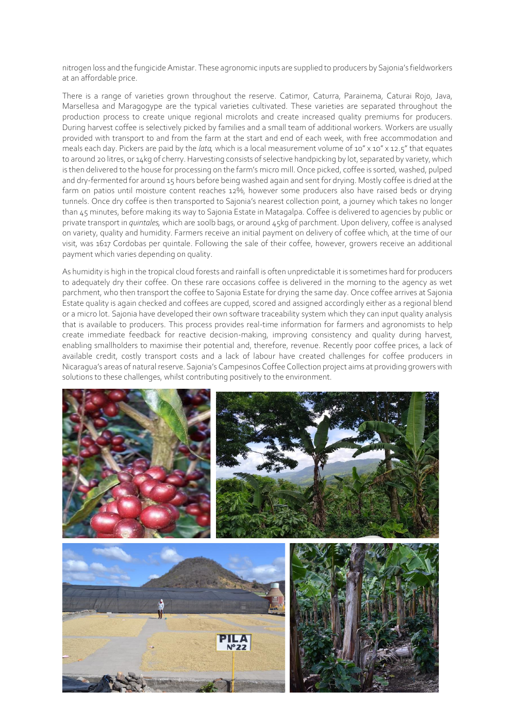nitrogen loss and the fungicide Amistar. These agronomic inputs are supplied to producers by Sajonia's fieldworkers at an affordable price.

There is a range of varieties grown throughout the reserve. Catimor, Caturra, Parainema, Caturai Rojo, Java, Marsellesa and Maragogype are the typical varieties cultivated. These varieties are separated throughout the production process to create unique regional microlots and create increased quality premiums for producers. During harvest coffee is selectively picked by families and a small team of additional workers. Workers are usually provided with transport to and from the farm at the start and end of each week, with free accommodation and meals each day. Pickers are paid by the *lata,* which is a local measurement volume of 10" x 10" x 12.5" that equates to around 20 litres, or 14kg of cherry. Harvesting consists of selective handpicking by lot, separated by variety, which is then delivered to the house for processing on the farm's micro mill. Once picked, coffee is sorted, washed, pulped and dry-fermented for around 15 hours before being washed again and sent for drying. Mostly coffee is dried at the farm on patios until moisture content reaches 12%, however some producers also have raised beds or drying tunnels. Once dry coffee is then transported to Sajonia's nearest collection point, a journey which takes no longer than 45 minutes, before making its way to Sajonia Estate in Matagalpa. Coffee is delivered to agencies by public or private transport in *quintales,* which are 100lb bags, or around 45kg of parchment. Upon delivery, coffee is analysed on variety, quality and humidity. Farmers receive an initial payment on delivery of coffee which, at the time of our visit, was 1617 Cordobas per quintale. Following the sale of their coffee, however, growers receive an additional payment which varies depending on quality.

As humidity is high in the tropical cloud forests and rainfall is often unpredictable it is sometimes hard for producers to adequately dry their coffee. On these rare occasions coffee is delivered in the morning to the agency as wet parchment, who then transport the coffee to Sajonia Estate for drying the same day. Once coffee arrives at Sajonia Estate quality is again checked and coffees are cupped, scored and assigned accordingly either as a regional blend or a micro lot. Sajonia have developed their own software traceability system which they can input quality analysis that is available to producers. This process provides real-time information for farmers and agronomists to help create immediate feedback for reactive decision-making, improving consistency and quality during harvest, enabling smallholders to maximise their potential and, therefore, revenue. Recently poor coffee prices, a lack of available credit, costly transport costs and a lack of labour have created challenges for coffee producers in Nicaragua's areas of natural reserve. Sajonia's Campesinos Coffee Collection project aims at providing growers with solutions to these challenges, whilst contributing positively to the environment.